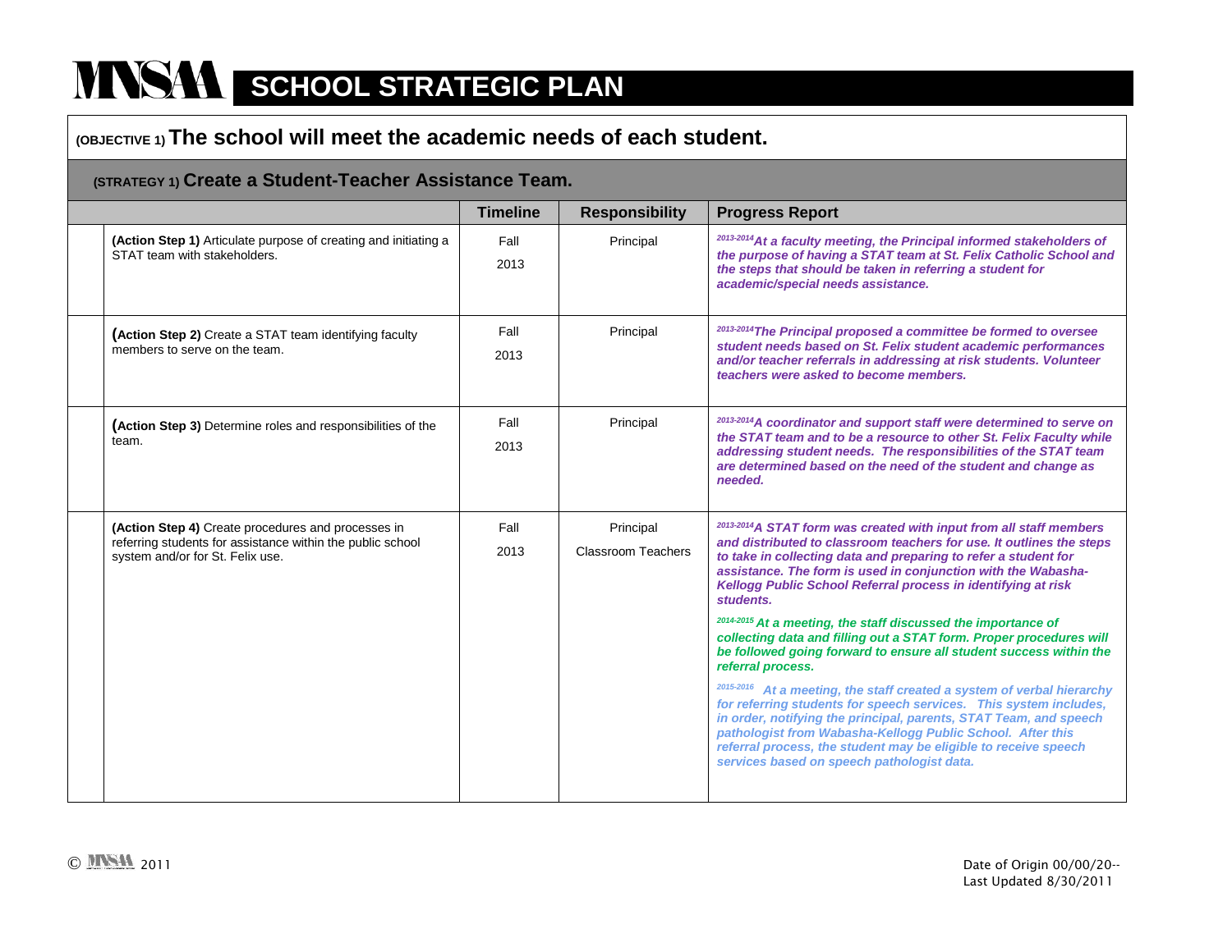# MNSAA SCHOOL STRATEGIC PLAN

## (OBJECTIVE 1) The school will meet the academic needs of each student.

### (STRATEGY 1) Create a Student-Teacher Assistance Team.

| | Timeline | Responsibility | Progress Report |
|---|---|---|---|
| **(Action Step 1)** Articulate purpose of creating and initiating a STAT team with stakeholders. | Fall 2013 | Principal | *2013-2014 At a faculty meeting, the Principal informed stakeholders of the purpose of having a STAT team at St. Felix Catholic School and the steps that should be taken in referring a student for academic/special needs assistance.* |
| **(Action Step 2)** Create a STAT team identifying faculty members to serve on the team. | Fall 2013 | Principal | *2013-2014 The Principal proposed a committee be formed to oversee student needs based on St. Felix student academic performances and/or teacher referrals in addressing at risk students. Volunteer teachers were asked to become members.* |
| **(Action Step 3)** Determine roles and responsibilities of the team. | Fall 2013 | Principal | *2013-2014 A coordinator and support staff were determined to serve on the STAT team and to be a resource to other St. Felix Faculty while addressing student needs. The responsibilities of the STAT team are determined based on the need of the student and change as needed.* |
| **(Action Step 4)** Create procedures and processes in referring students for assistance within the public school system and/or for St. Felix use. | Fall 2013 | Principal<br>Classroom Teachers | *2013-2014 A STAT form was created with input from all staff members and distributed to classroom teachers for use. It outlines the steps to take in collecting data and preparing to refer a student for assistance. The form is used in conjunction with the Wabasha-Kellogg Public School Referral process in identifying at risk students.*<br><br>*2014-2015 At a meeting, the staff discussed the importance of collecting data and filling out a STAT form. Proper procedures will be followed going forward to ensure all student success within the referral process.*<br><br>*2015-2016 At a meeting, the staff created a system of verbal hierarchy for referring students for speech services. This system includes, in order, notifying the principal, parents, STAT Team, and speech pathologist from Wabasha-Kellogg Public School. After this referral process, the student may be eligible to receive speech services based on speech pathologist data.* |

© MNSAA 2011

Date of Origin 00/00/20--
Last Updated 8/30/2011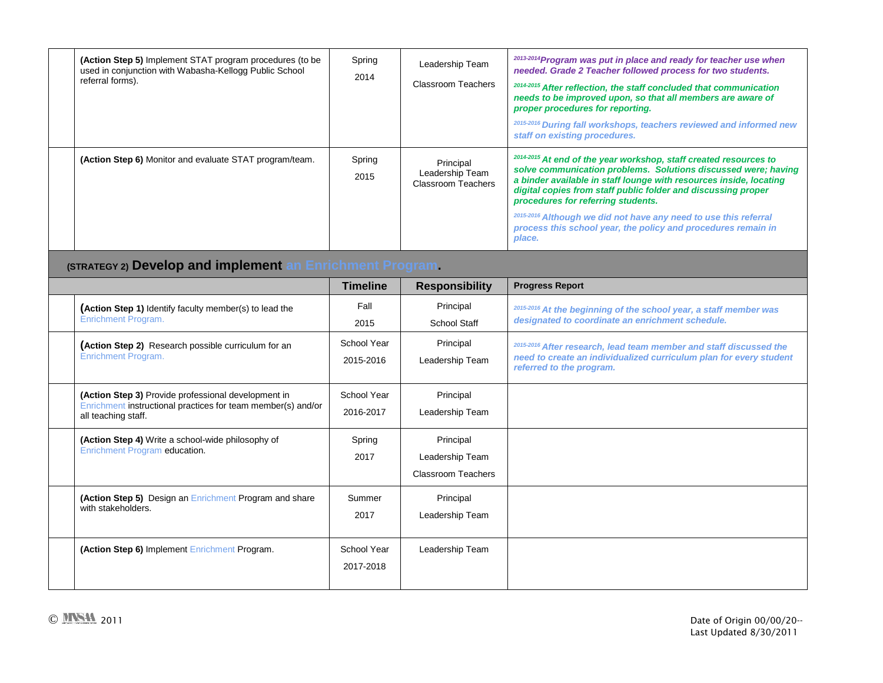| | | Timeline | Responsibility | Progress Report |
|---|---|---|---|---|
| | **(Action Step 5)** Implement STAT program procedures (to be used in conjunction with Wabasha-Kellogg Public School referral forms). | Spring 2014 | Leadership Team<br>Classroom Teachers | ***2013-2014 Program was put in place and ready for teacher use when needed. Grade 2 Teacher followed process for two students.***<br>***2014-2015 After reflection, the staff concluded that communication needs to be improved upon, so that all members are aware of proper procedures for reporting.***<br>***2015-2016 During fall workshops, teachers reviewed and informed new staff on existing procedures.*** |
| | **(Action Step 6)** Monitor and evaluate STAT program/team. | Spring 2015 | Principal<br>Leadership Team<br>Classroom Teachers | ***2014-2015 At end of the year workshop, staff created resources to solve communication problems. Solutions discussed were; having a binder available in staff lounge with resources inside, locating digital copies from staff public folder and discussing proper procedures for referring students.***<br>***2015-2016 Although we did not have any need to use this referral process this school year, the policy and procedures remain in place.*** |

## (STRATEGY 2) Develop and implement an Enrichment Program.

| | | Timeline | Responsibility | Progress Report |
|---|---|---|---|---|
| | **(Action Step 1)** Identify faculty member(s) to lead the Enrichment Program. | Fall 2015 | Principal<br>School Staff | ***2015-2016 At the beginning of the school year, a staff member was designated to coordinate an enrichment schedule.*** |
| | **(Action Step 2)** Research possible curriculum for an Enrichment Program. | School Year 2015-2016 | Principal<br>Leadership Team | ***2015-2016 After research, lead team member and staff discussed the need to create an individualized curriculum plan for every student referred to the program.*** |
| | **(Action Step 3)** Provide professional development in Enrichment instructional practices for team member(s) and/or all teaching staff. | School Year 2016-2017 | Principal<br>Leadership Team | |
| | **(Action Step 4)** Write a school-wide philosophy of Enrichment Program education. | Spring 2017 | Principal<br>Leadership Team<br>Classroom Teachers | |
| | **(Action Step 5)** Design an Enrichment Program and share with stakeholders. | Summer 2017 | Principal<br>Leadership Team | |
| | **(Action Step 6)** Implement Enrichment Program. | School Year 2017-2018 | Leadership Team | |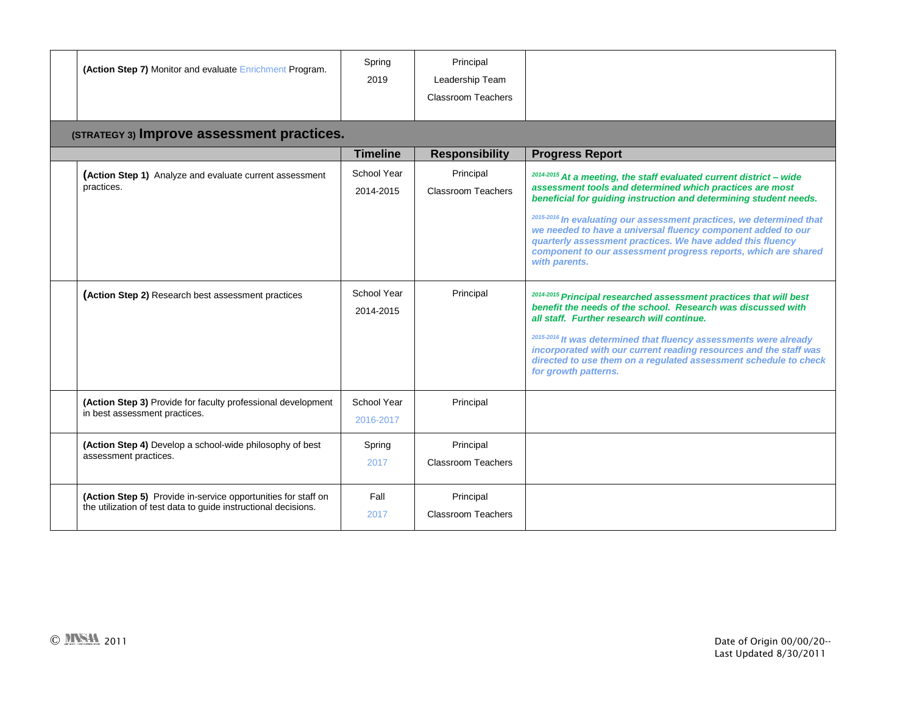| | | Timeline | Responsibility | Progress Report |
|---|---|---|---|---|
| | **(Action Step 7)** Monitor and evaluate Enrichment Program. | Spring 2019 | Principal<br>Leadership Team<br>Classroom Teachers | |

## (STRATEGY 3) Improve assessment practices.

| | | Timeline | Responsibility | Progress Report |
|---|---|---|---|---|
| | **(Action Step 1)** Analyze and evaluate current assessment practices. | School Year 2014-2015 | Principal<br>Classroom Teachers | ***2014-2015 At a meeting, the staff evaluated current district – wide assessment tools and determined which practices are most beneficial for guiding instruction and determining student needs.***<br><br>***2015-2016 In evaluating our assessment practices, we determined that we needed to have a universal fluency component added to our quarterly assessment practices. We have added this fluency component to our assessment progress reports, which are shared with parents.*** |
| | **(Action Step 2)** Research best assessment practices | School Year 2014-2015 | Principal | ***2014-2015 Principal researched assessment practices that will best benefit the needs of the school. Research was discussed with all staff. Further research will continue.***<br><br>***2015-2016 It was determined that fluency assessments were already incorporated with our current reading resources and the staff was directed to use them on a regulated assessment schedule to check for growth patterns.*** |
| | **(Action Step 3)** Provide for faculty professional development in best assessment practices. | School Year 2016-2017 | Principal | |
| | **(Action Step 4)** Develop a school-wide philosophy of best assessment practices. | Spring 2017 | Principal<br>Classroom Teachers | |
| | **(Action Step 5)** Provide in-service opportunities for staff on the utilization of test data to guide instructional decisions. | Fall 2017 | Principal<br>Classroom Teachers | |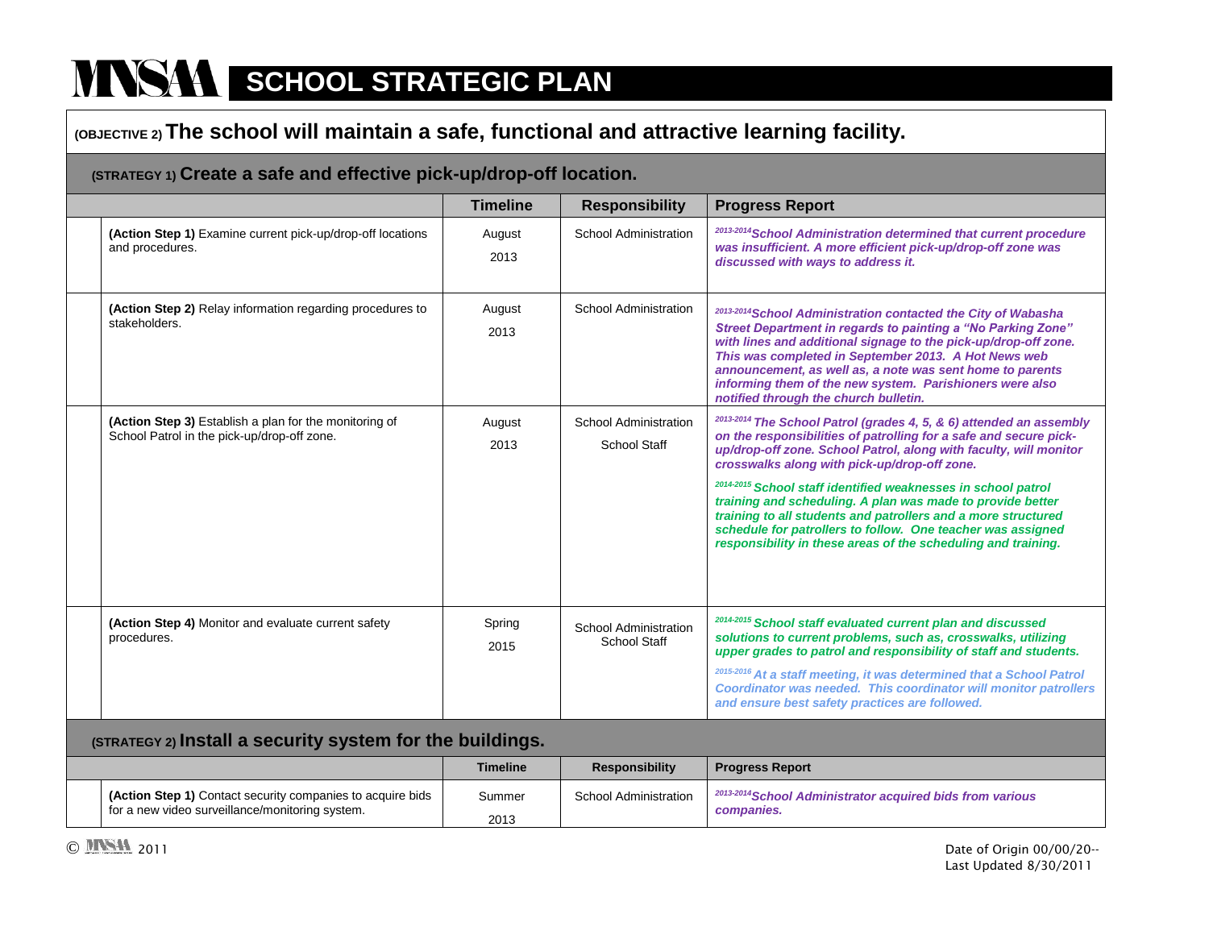# MNSAA SCHOOL STRATEGIC PLAN

## (OBJECTIVE 2) The school will maintain a safe, functional and attractive learning facility.

### (STRATEGY 1) Create a safe and effective pick-up/drop-off location.

| | Timeline | Responsibility | Progress Report |
|---|---|---|---|
| **(Action Step 1)** Examine current pick-up/drop-off locations and procedures. | August 2013 | School Administration | ***2013-2014 School Administration determined that current procedure was insufficient. A more efficient pick-up/drop-off zone was discussed with ways to address it.*** |
| **(Action Step 2)** Relay information regarding procedures to stakeholders. | August 2013 | School Administration | ***2013-2014 School Administration contacted the City of Wabasha Street Department in regards to painting a "No Parking Zone" with lines and additional signage to the pick-up/drop-off zone. This was completed in September 2013. A Hot News web announcement, as well as, a note was sent home to parents informing them of the new system. Parishioners were also notified through the church bulletin.*** |
| **(Action Step 3)** Establish a plan for the monitoring of School Patrol in the pick-up/drop-off zone. | August 2013 | School Administration<br>School Staff | ***2013-2014 The School Patrol (grades 4, 5, & 6) attended an assembly on the responsibilities of patrolling for a safe and secure pick-up/drop-off zone. School Patrol, along with faculty, will monitor crosswalks along with pick-up/drop-off zone.***<br><br>***2014-2015 School staff identified weaknesses in school patrol training and scheduling. A plan was made to provide better training to all students and patrollers and a more structured schedule for patrollers to follow. One teacher was assigned responsibility in these areas of the scheduling and training.*** |
| **(Action Step 4)** Monitor and evaluate current safety procedures. | Spring 2015 | School Administration<br>School Staff | ***2014-2015 School staff evaluated current plan and discussed solutions to current problems, such as, crosswalks, utilizing upper grades to patrol and responsibility of staff and students.***<br><br>***2015-2016 At a staff meeting, it was determined that a School Patrol Coordinator was needed. This coordinator will monitor patrollers and ensure best safety practices are followed.*** |

### (STRATEGY 2) Install a security system for the buildings.

| | Timeline | Responsibility | Progress Report |
|---|---|---|---|
| **(Action Step 1)** Contact security companies to acquire bids for a new video surveillance/monitoring system. | Summer 2013 | School Administration | ***2013-2014 School Administrator acquired bids from various companies.*** |

© MNSAA 2011

Date of Origin 00/00/20--
Last Updated 8/30/2011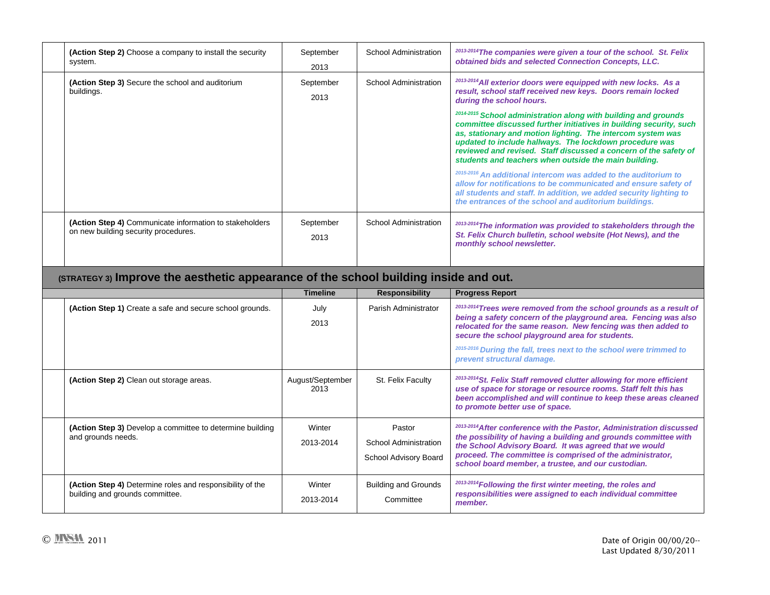| | | Timeline | Responsibility | Progress Report |
|---|---|---|---|---|
| | **(Action Step 2)** Choose a company to install the security system. | September 2013 | School Administration | *2013-2014* ***The companies were given a tour of the school. St. Felix obtained bids and selected Connection Concepts, LLC.*** |
| | **(Action Step 3)** Secure the school and auditorium buildings. | September 2013 | School Administration | *2013-2014* ***All exterior doors were equipped with new locks. As a result, school staff received new keys. Doors remain locked during the school hours.*** <br> *2014-2015* ***School administration along with building and grounds committee discussed further initiatives in building security, such as, stationary and motion lighting. The intercom system was updated to include hallways. The lockdown procedure was reviewed and revised. Staff discussed a concern of the safety of students and teachers when outside the main building.*** <br> *2015-2016* ***An additional intercom was added to the auditorium to allow for notifications to be communicated and ensure safety of all students and staff. In addition, we added security lighting to the entrances of the school and auditorium buildings.*** |
| | **(Action Step 4)** Communicate information to stakeholders on new building security procedures. | September 2013 | School Administration | *2013-2014* ***The information was provided to stakeholders through the St. Felix Church bulletin, school website (Hot News), and the monthly school newsletter.*** |

## (STRATEGY 3) Improve the aesthetic appearance of the school building inside and out.

| | | Timeline | Responsibility | Progress Report |
|---|---|---|---|---|
| | **(Action Step 1)** Create a safe and secure school grounds. | July 2013 | Parish Administrator | *2013-2014* ***Trees were removed from the school grounds as a result of being a safety concern of the playground area. Fencing was also relocated for the same reason. New fencing was then added to secure the school playground area for students.*** <br> *2015-2016* ***During the fall, trees next to the school were trimmed to prevent structural damage.*** |
| | **(Action Step 2)** Clean out storage areas. | August/September 2013 | St. Felix Faculty | *2013-2014* ***St. Felix Staff removed clutter allowing for more efficient use of space for storage or resource rooms. Staff felt this has been accomplished and will continue to keep these areas cleaned to promote better use of space.*** |
| | **(Action Step 3)** Develop a committee to determine building and grounds needs. | Winter 2013-2014 | Pastor <br> School Administration <br> School Advisory Board | *2013-2014* ***After conference with the Pastor, Administration discussed the possibility of having a building and grounds committee with the School Advisory Board. It was agreed that we would proceed. The committee is comprised of the administrator, school board member, a trustee, and our custodian.*** |
| | **(Action Step 4)** Determine roles and responsibility of the building and grounds committee. | Winter 2013-2014 | Building and Grounds Committee | *2013-2014* ***Following the first winter meeting, the roles and responsibilities were assigned to each individual committee member.*** |

© MNSAA 2011

Date of Origin 00/00/20--
Last Updated 8/30/2011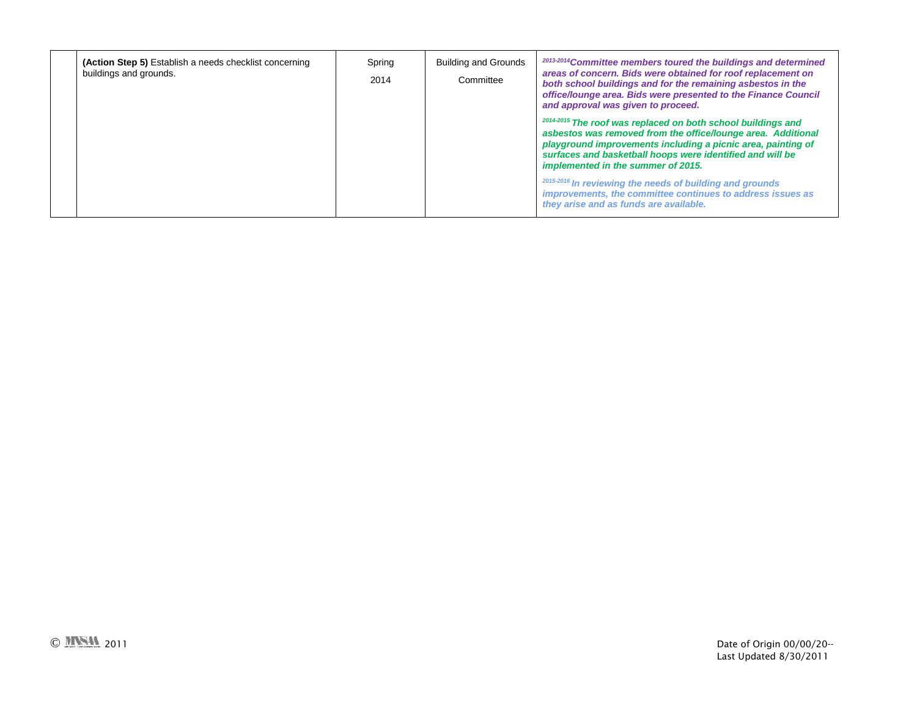|  | **(Action Step 5)** Establish a needs checklist concerning buildings and grounds. | Spring 2014 | Building and Grounds Committee | ***2013-2014 Committee members toured the buildings and determined areas of concern. Bids were obtained for roof replacement on both school buildings and for the remaining asbestos in the office/lounge area. Bids were presented to the Finance Council and approval was given to proceed.*** <br><br> ***2014-2015 The roof was replaced on both school buildings and asbestos was removed from the office/lounge area. Additional playground improvements including a picnic area, painting of surfaces and basketball hoops were identified and will be implemented in the summer of 2015.*** <br><br> ***2015-2016 In reviewing the needs of building and grounds improvements, the committee continues to address issues as they arise and as funds are available.*** |
|---|---|---|---|---|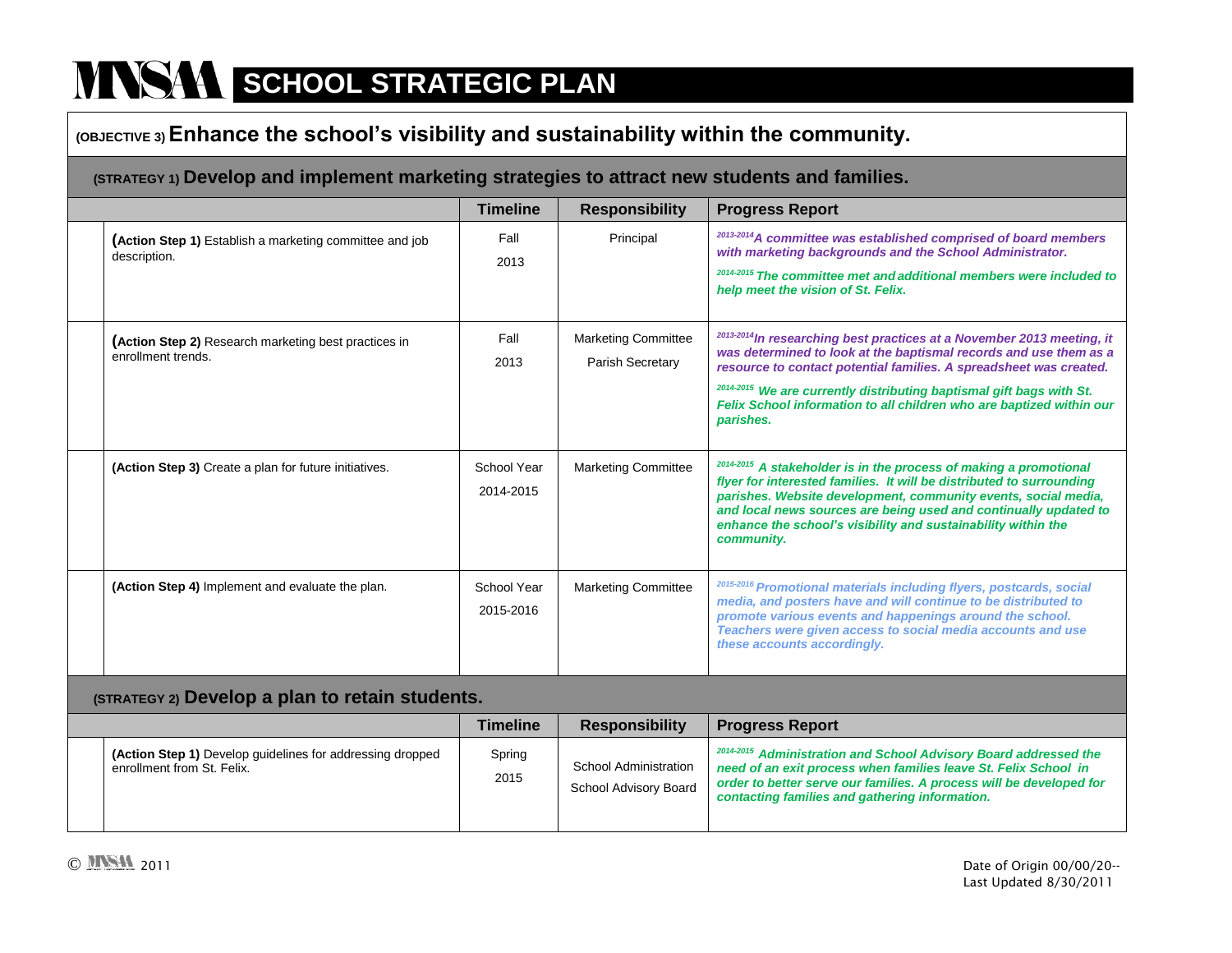# MNSAA SCHOOL STRATEGIC PLAN

## (OBJECTIVE 3) Enhance the school's visibility and sustainability within the community.

### (STRATEGY 1) Develop and implement marketing strategies to attract new students and families.

| | Timeline | Responsibility | Progress Report |
|---|---|---|---|
| **(Action Step 1)** Establish a marketing committee and job description. | Fall 2013 | Principal | ***2013-2014** A committee was established comprised of board members with marketing backgrounds and the School Administrator.* ***2014-2015** The committee met and additional members were included to help meet the vision of St. Felix.* |
| **(Action Step 2)** Research marketing best practices in enrollment trends. | Fall 2013 | Marketing Committee Parish Secretary | ***2013-2014** In researching best practices at a November 2013 meeting, it was determined to look at the baptismal records and use them as a resource to contact potential families. A spreadsheet was created.* ***2014-2015** We are currently distributing baptismal gift bags with St. Felix School information to all children who are baptized within our parishes.* |
| **(Action Step 3)** Create a plan for future initiatives. | School Year 2014-2015 | Marketing Committee | ***2014-2015** A stakeholder is in the process of making a promotional flyer for interested families. It will be distributed to surrounding parishes. Website development, community events, social media, and local news sources are being used and continually updated to enhance the school's visibility and sustainability within the community.* |
| **(Action Step 4)** Implement and evaluate the plan. | School Year 2015-2016 | Marketing Committee | ***2015-2016** Promotional materials including flyers, postcards, social media, and posters have and will continue to be distributed to promote various events and happenings around the school. Teachers were given access to social media accounts and use these accounts accordingly.* |

### (STRATEGY 2) Develop a plan to retain students.

| | Timeline | Responsibility | Progress Report |
|---|---|---|---|
| **(Action Step 1)** Develop guidelines for addressing dropped enrollment from St. Felix. | Spring 2015 | School Administration School Advisory Board | ***2014-2015** Administration and School Advisory Board addressed the need of an exit process when families leave St. Felix School in order to better serve our families. A process will be developed for contacting families and gathering information.* |

© MNSAA 2011

Date of Origin 00/00/20--
Last Updated 8/30/2011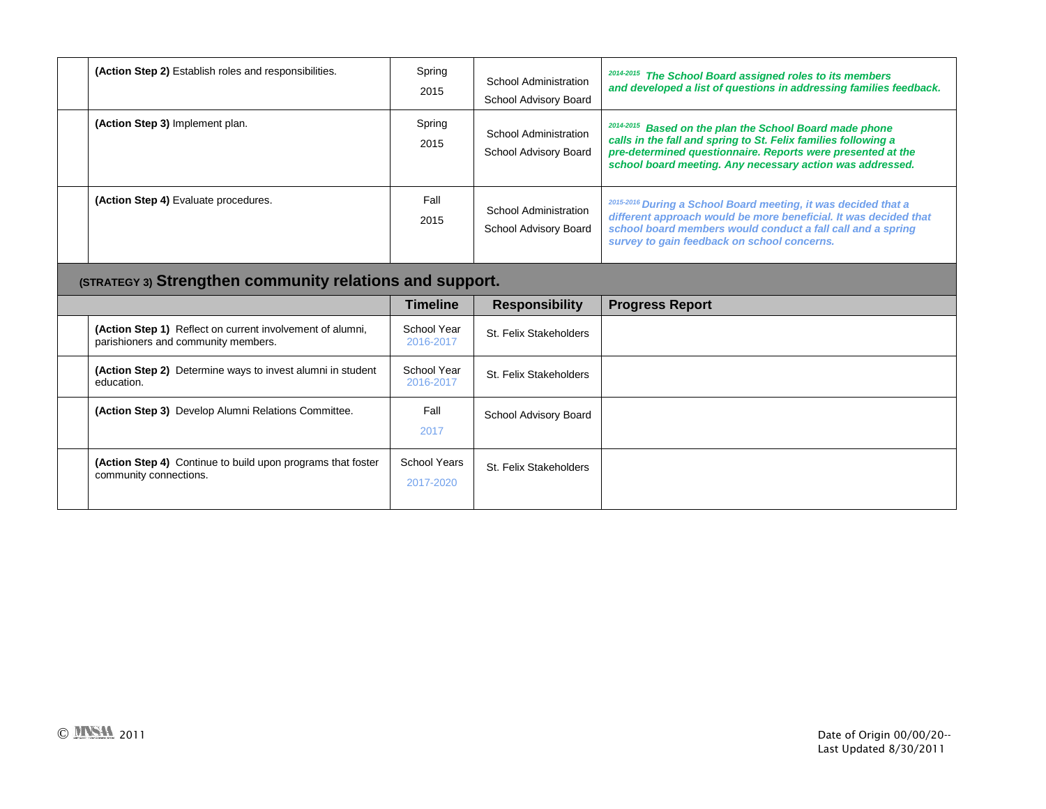| | | Timeline | Responsibility | Progress Report |
|---|---|---|---|---|
| | **(Action Step 2)** Establish roles and responsibilities. | Spring 2015 | School Administration School Advisory Board | *2014-2015* ***The School Board assigned roles to its members and developed a list of questions in addressing families feedback.*** |
| | **(Action Step 3)** Implement plan. | Spring 2015 | School Administration School Advisory Board | *2014-2015* ***Based on the plan the School Board made phone calls in the fall and spring to St. Felix families following a pre-determined questionnaire. Reports were presented at the school board meeting. Any necessary action was addressed.*** |
| | **(Action Step 4)** Evaluate procedures. | Fall 2015 | School Administration School Advisory Board | *2015-2016* ***During a School Board meeting, it was decided that a different approach would be more beneficial. It was decided that school board members would conduct a fall call and a spring survey to gain feedback on school concerns.*** |

## (STRATEGY 3) Strengthen community relations and support.

| | | Timeline | Responsibility | Progress Report |
|---|---|---|---|---|
| | **(Action Step 1)** Reflect on current involvement of alumni, parishioners and community members. | School Year 2016-2017 | St. Felix Stakeholders | |
| | **(Action Step 2)** Determine ways to invest alumni in student education. | School Year 2016-2017 | St. Felix Stakeholders | |
| | **(Action Step 3)** Develop Alumni Relations Committee. | Fall 2017 | School Advisory Board | |
| | **(Action Step 4)** Continue to build upon programs that foster community connections. | School Years 2017-2020 | St. Felix Stakeholders | |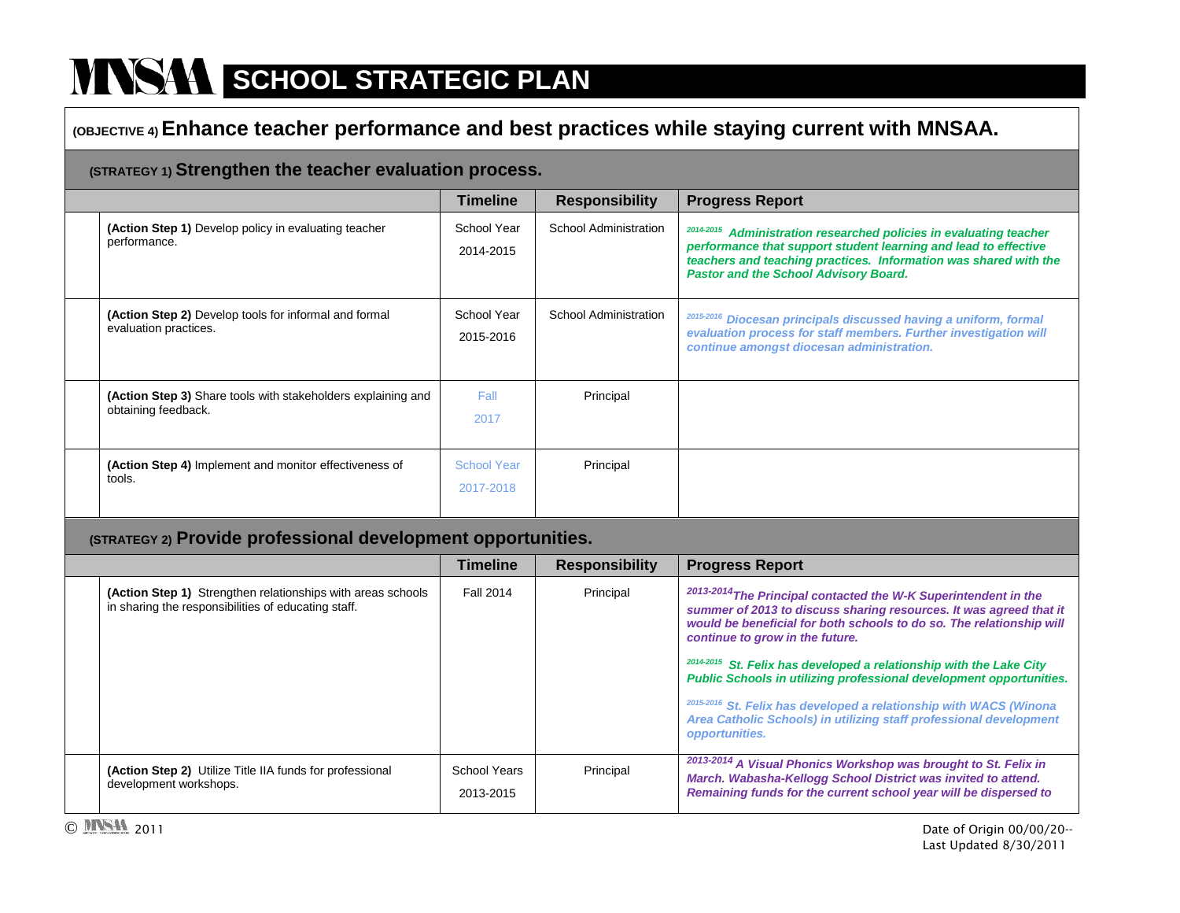# MNSAA SCHOOL STRATEGIC PLAN

## (OBJECTIVE 4) Enhance teacher performance and best practices while staying current with MNSAA.

### (STRATEGY 1) Strengthen the teacher evaluation process.

| | Timeline | Responsibility | Progress Report |
|---|---|---|---|
| **(Action Step 1)** Develop policy in evaluating teacher performance. | School Year 2014-2015 | School Administration | *2014-2015* ***Administration researched policies in evaluating teacher performance that support student learning and lead to effective teachers and teaching practices. Information was shared with the Pastor and the School Advisory Board.*** |
| **(Action Step 2)** Develop tools for informal and formal evaluation practices. | School Year 2015-2016 | School Administration | *2015-2016* ***Diocesan principals discussed having a uniform, formal evaluation process for staff members. Further investigation will continue amongst diocesan administration.*** |
| **(Action Step 3)** Share tools with stakeholders explaining and obtaining feedback. | Fall 2017 | Principal | |
| **(Action Step 4)** Implement and monitor effectiveness of tools. | School Year 2017-2018 | Principal | |

### (STRATEGY 2) Provide professional development opportunities.

| | Timeline | Responsibility | Progress Report |
|---|---|---|---|
| **(Action Step 1)** Strengthen relationships with areas schools in sharing the responsibilities of educating staff. | Fall 2014 | Principal | *2013-2014* ***The Principal contacted the W-K Superintendent in the summer of 2013 to discuss sharing resources. It was agreed that it would be beneficial for both schools to do so. The relationship will continue to grow in the future.*** <br><br> *2014-2015* ***St. Felix has developed a relationship with the Lake City Public Schools in utilizing professional development opportunities.*** <br><br> *2015-2016* ***St. Felix has developed a relationship with WACS (Winona Area Catholic Schools) in utilizing staff professional development opportunities.*** |
| **(Action Step 2)** Utilize Title IIA funds for professional development workshops. | School Years 2013-2015 | Principal | *2013-2014* ***A Visual Phonics Workshop was brought to St. Felix in March. Wabasha-Kellogg School District was invited to attend. Remaining funds for the current school year will be dispersed to*** |

© MNSAA 2011

Date of Origin 00/00/20--
Last Updated 8/30/2011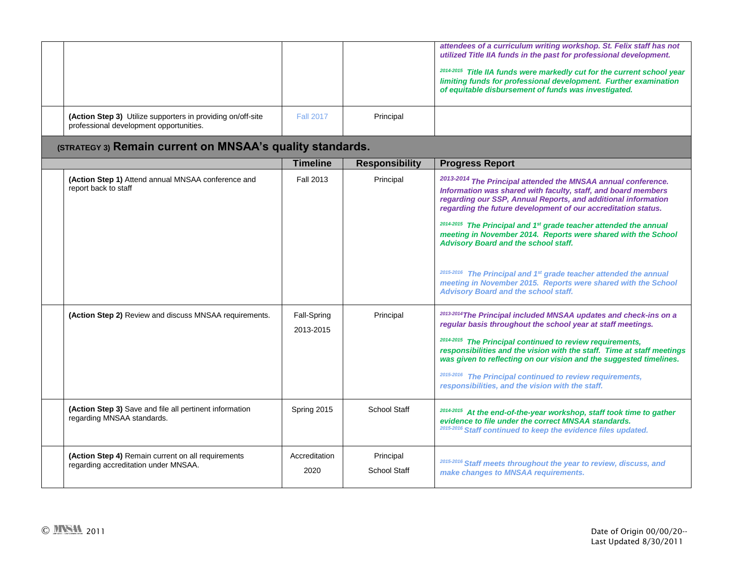| | | | | |
|---|---|---|---|---|
| | | | | ***attendees of a curriculum writing workshop. St. Felix staff has not utilized Title IIA funds in the past for professional development.*** <br><br> 2014-2015 ***Title IIA funds were markedly cut for the current school year limiting funds for professional development. Further examination of equitable disbursement of funds was investigated.*** |
| | **(Action Step 3)** Utilize supporters in providing on/off-site professional development opportunities. | Fall 2017 | Principal | |

**(STRATEGY 3) Remain current on MNSAA's quality standards.**

| | | Timeline | Responsibility | Progress Report |
|---|---|---|---|---|
| | **(Action Step 1)** Attend annual MNSAA conference and report back to staff | Fall 2013 | Principal | 2013-2014 ***The Principal attended the MNSAA annual conference. Information was shared with faculty, staff, and board members regarding our SSP, Annual Reports, and additional information regarding the future development of our accreditation status.*** <br><br> 2014-2015 ***The Principal and 1st grade teacher attended the annual meeting in November 2014. Reports were shared with the School Advisory Board and the school staff.*** <br><br> 2015-2016 ***The Principal and 1st grade teacher attended the annual meeting in November 2015. Reports were shared with the School Advisory Board and the school staff.*** |
| | **(Action Step 2)** Review and discuss MNSAA requirements. | Fall-Spring 2013-2015 | Principal | 2013-2014 ***The Principal included MNSAA updates and check-ins on a regular basis throughout the school year at staff meetings.*** <br><br> 2014-2015 ***The Principal continued to review requirements, responsibilities and the vision with the staff. Time at staff meetings was given to reflecting on our vision and the suggested timelines.*** <br><br> 2015-2016 ***The Principal continued to review requirements, responsibilities, and the vision with the staff.*** |
| | **(Action Step 3)** Save and file all pertinent information regarding MNSAA standards. | Spring 2015 | School Staff | 2014-2015 ***At the end-of-the-year workshop, staff took time to gather evidence to file under the correct MNSAA standards.*** <br> 2015-2016 ***Staff continued to keep the evidence files updated.*** |
| | **(Action Step 4)** Remain current on all requirements regarding accreditation under MNSAA. | Accreditation 2020 | Principal <br> School Staff | 2015-2016 ***Staff meets throughout the year to review, discuss, and make changes to MNSAA requirements.*** |